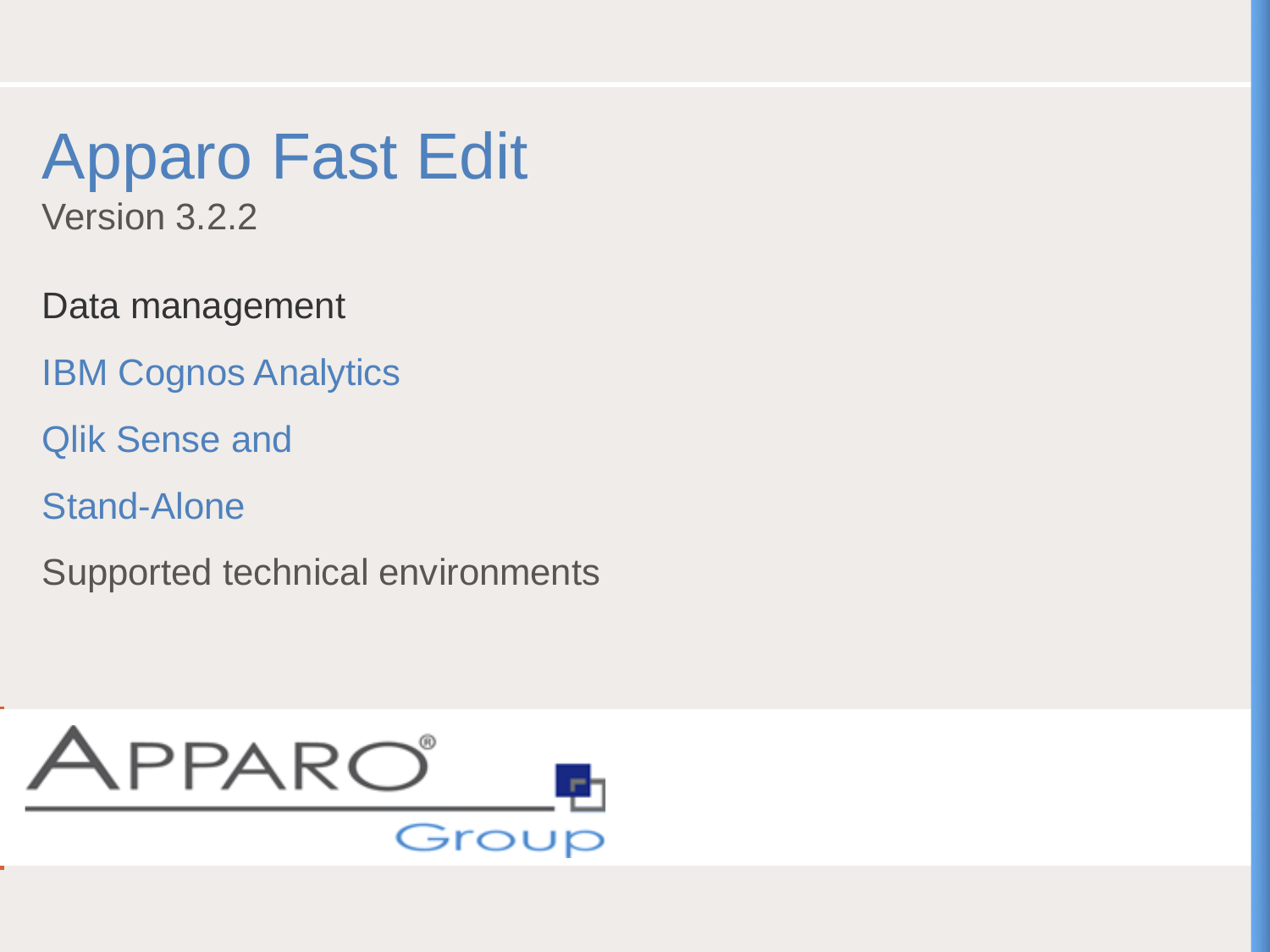# Apparo Fast Edit

Version 3.2.2

Data management

IBM Cognos Analytics

Qlik Sense and

Stand-Alone

Supported technical environments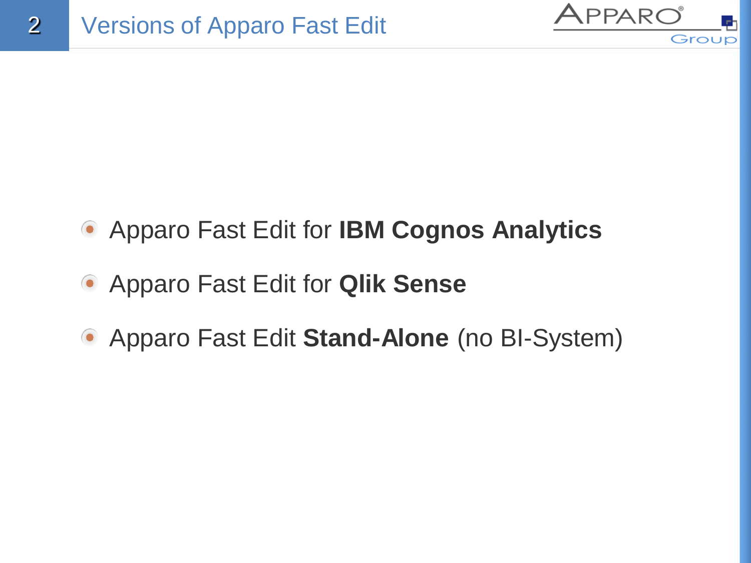# Versions of Apparo Fast Edit

- Apparo Fast Edit for **IBM Cognos Analytics**
- Apparo Fast Edit for **Qlik Sense**
- Apparo Fast Edit **Stand-Alone** (no BI-System)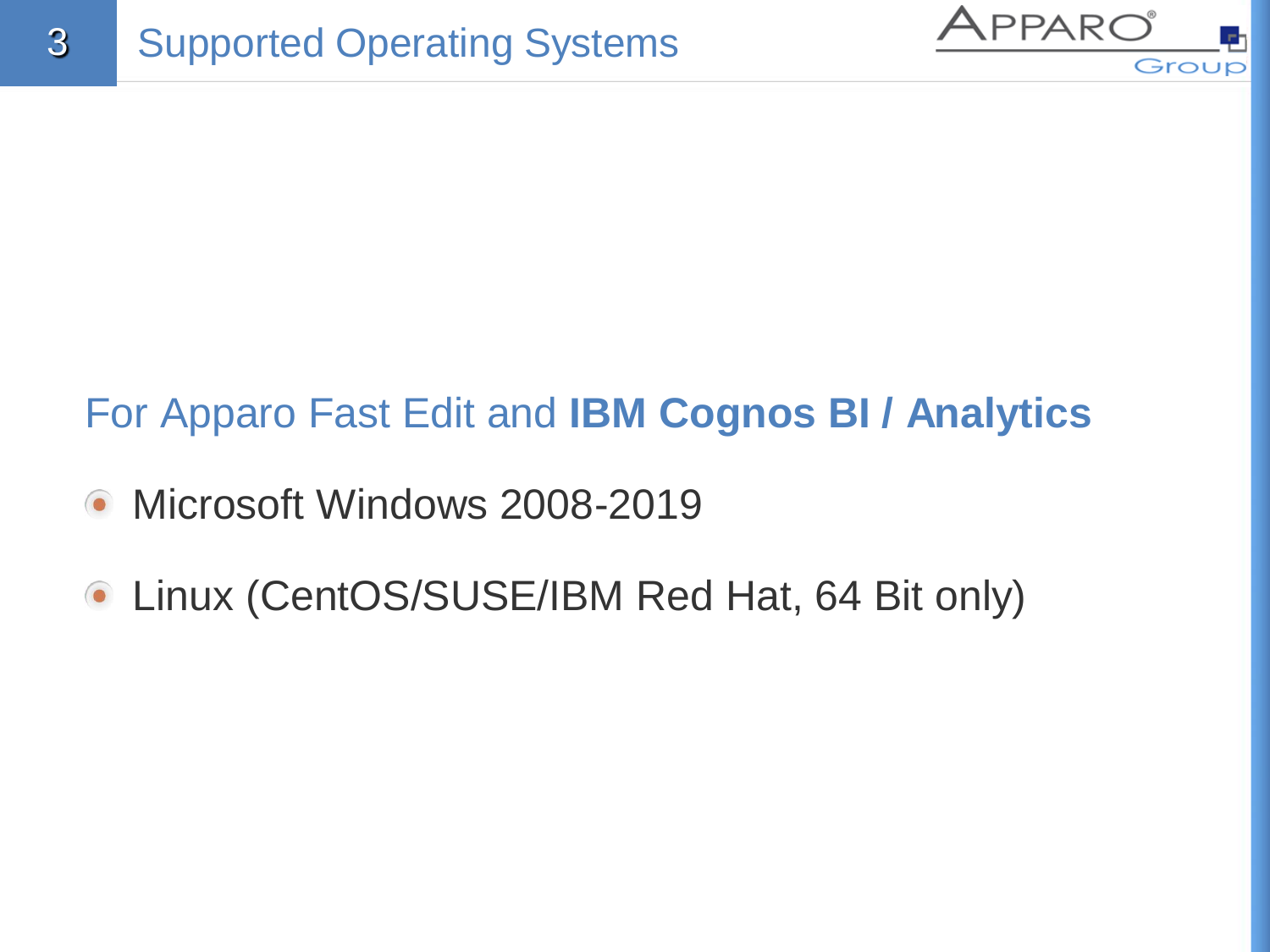# Supported Operating Systems

For Apparo Fast Edit and **IBM Cognos BI / Analytics**

- Microsoft Windows 2008-2019
- Linux (CentOS/SUSE/IBM Red Hat, 64 Bit only)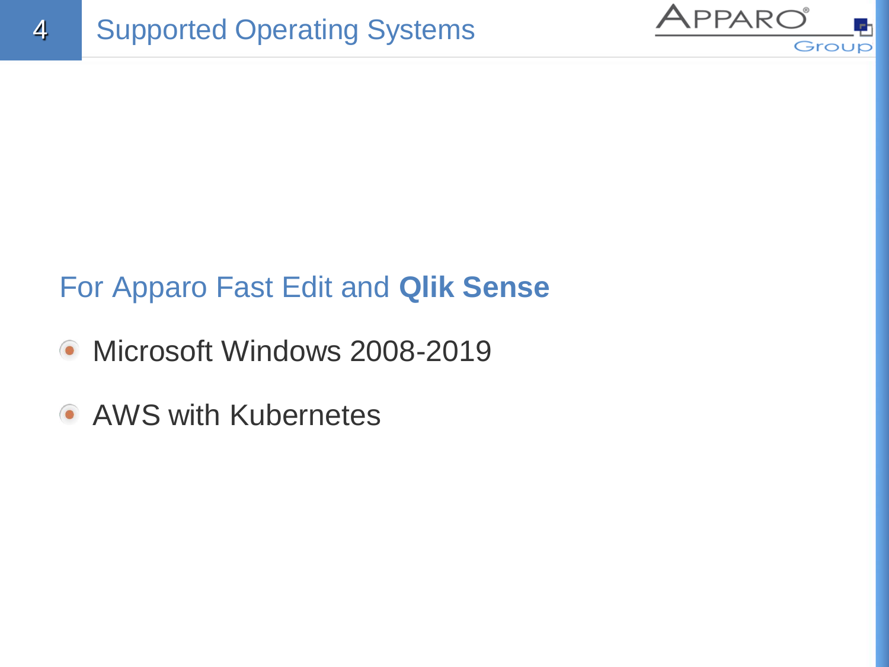# Supported Operating Systems

## For Apparo Fast Edit and **Qlik Sense**

- Microsoft Windows 2008-2019
- AWS with Kubernetes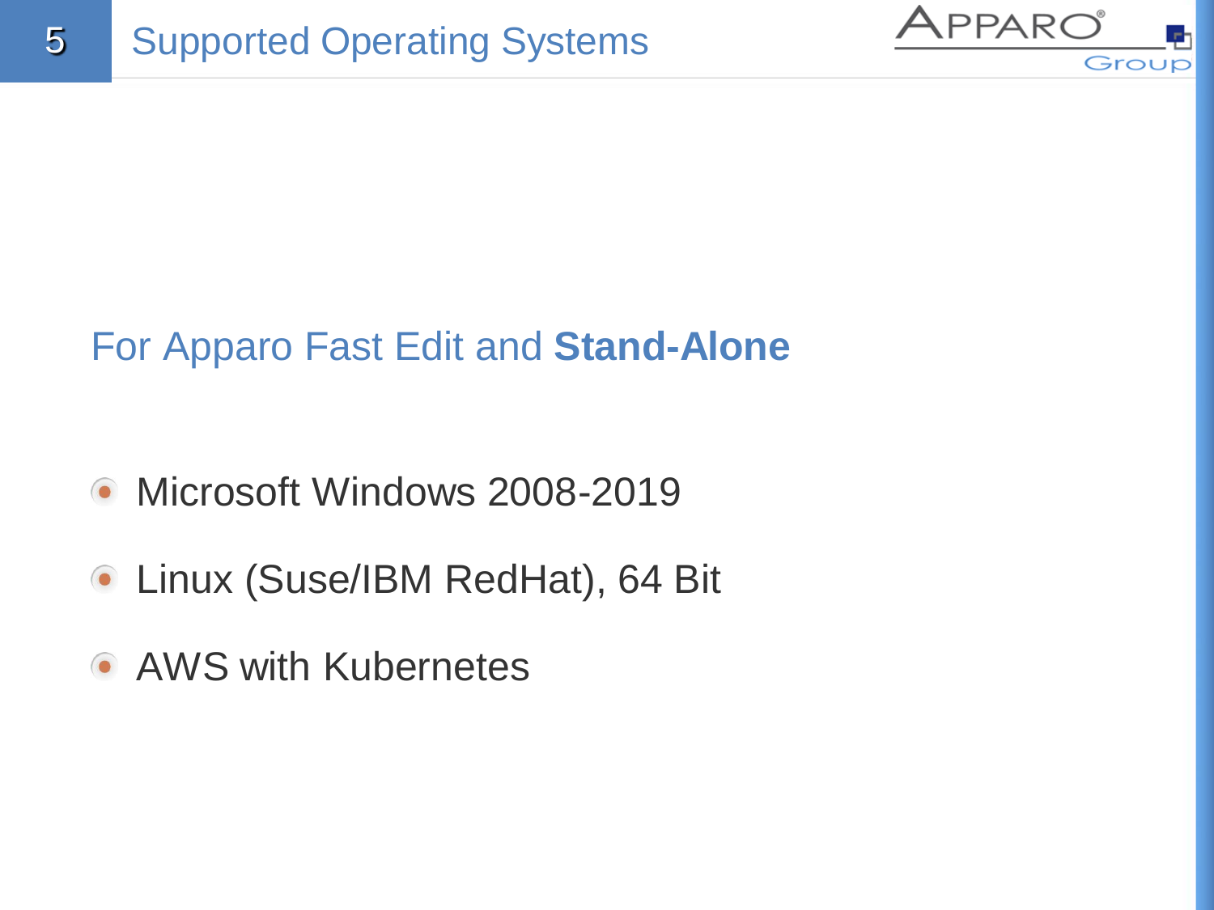# Supported Operating Systems

## For Apparo Fast Edit and **Stand-Alone**

- Microsoft Windows 2008-2019
- Linux (Suse/IBM RedHat), 64 Bit
- AWS with Kubernetes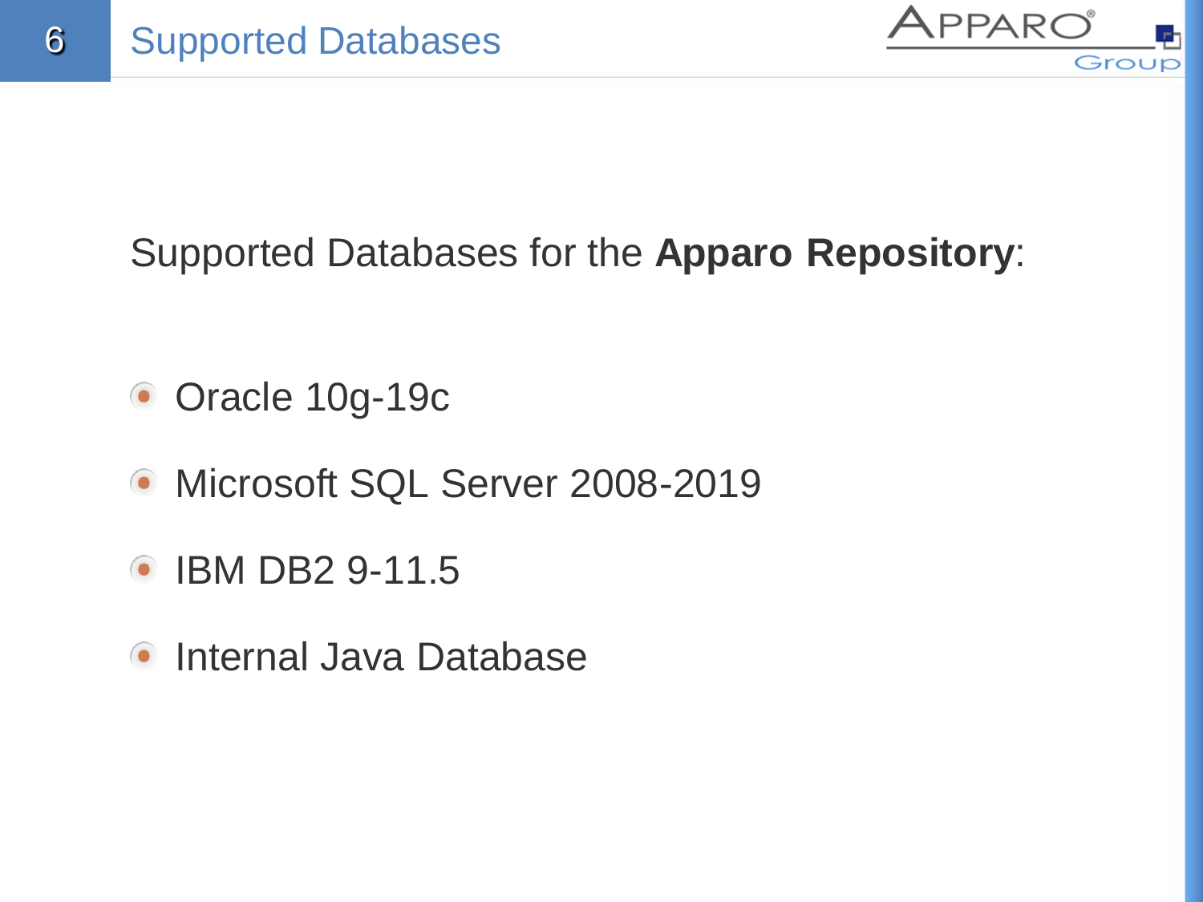# Supported Databases

Supported Databases for the **Apparo Repository**:

- Oracle 10g-19c
- Microsoft SQL Server 2008-2019
- IBM DB2 9-11.5
- Internal Java Database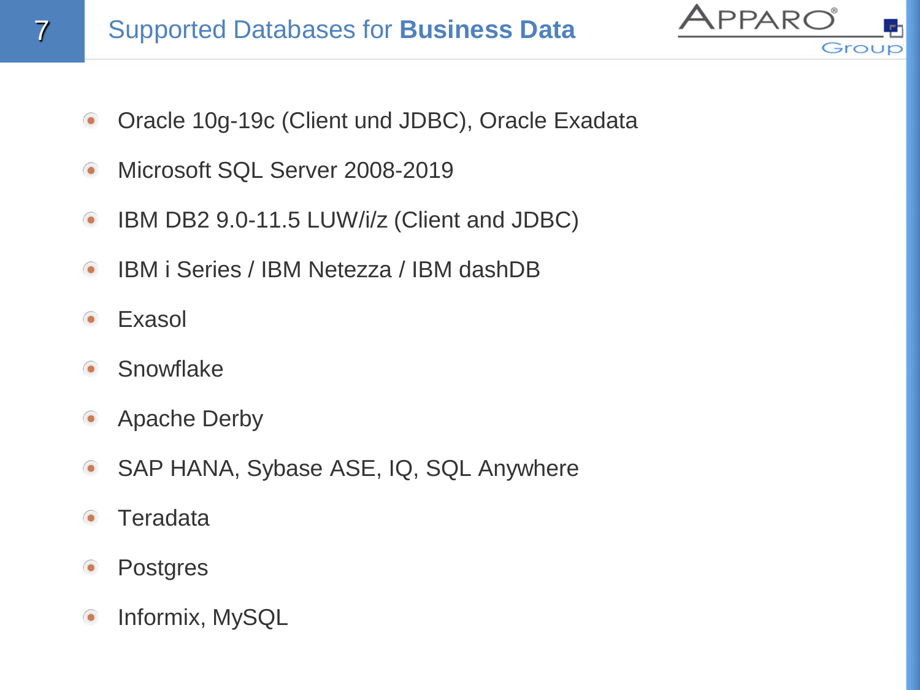# Supported Databases for **Business Data**

- Oracle 10g-19c (Client und JDBC), Oracle Exadata
- Microsoft SQL Server 2008-2019
- IBM DB2 9.0-11.5 LUW/i/z (Client and JDBC)
- IBM i Series / IBM Netezza / IBM dashDB
- Exasol
- Snowflake
- Apache Derby
- SAP HANA, Sybase ASE, IQ, SQL Anywhere
- Teradata
- Postgres
- Informix, MySQL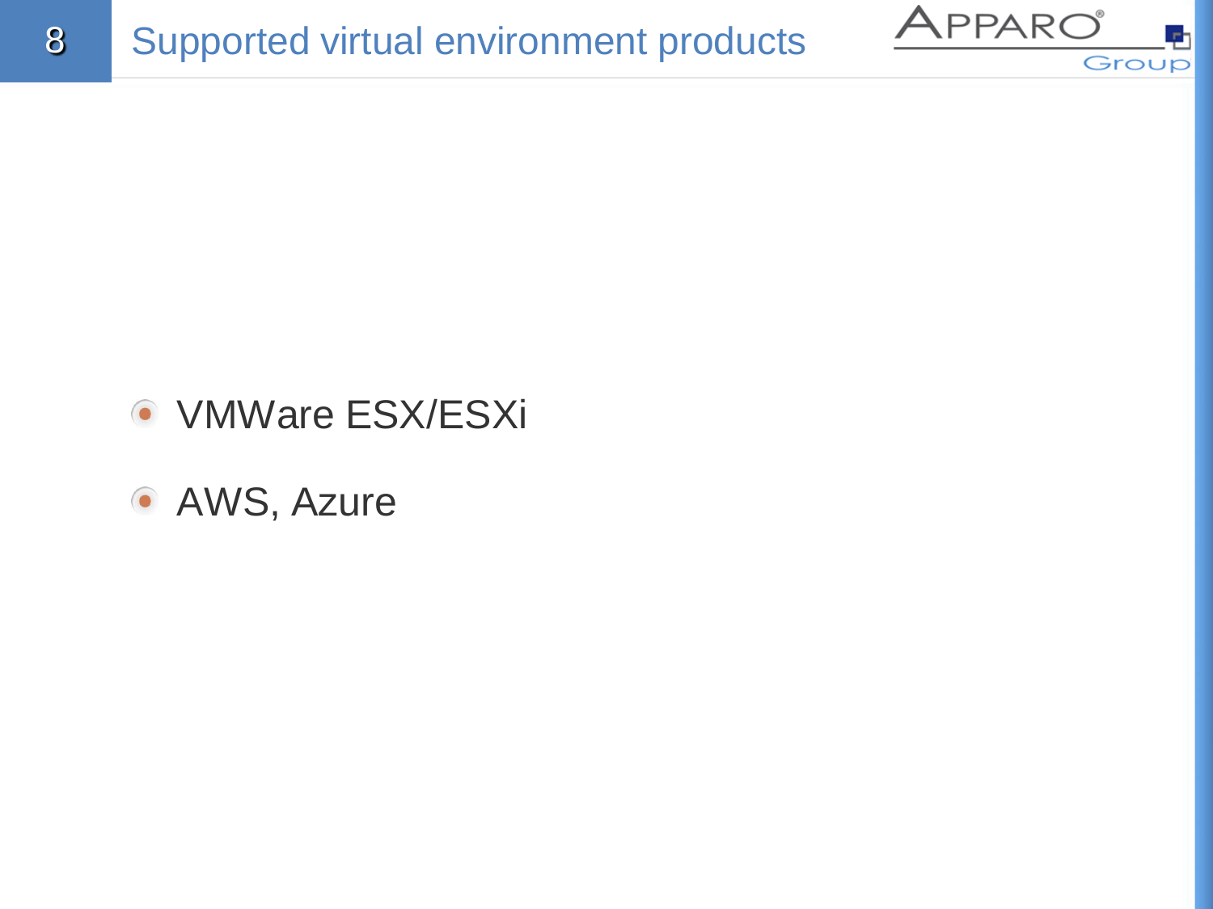# Supported virtual environment products

- VMWare ESX/ESXi
- AWS, Azure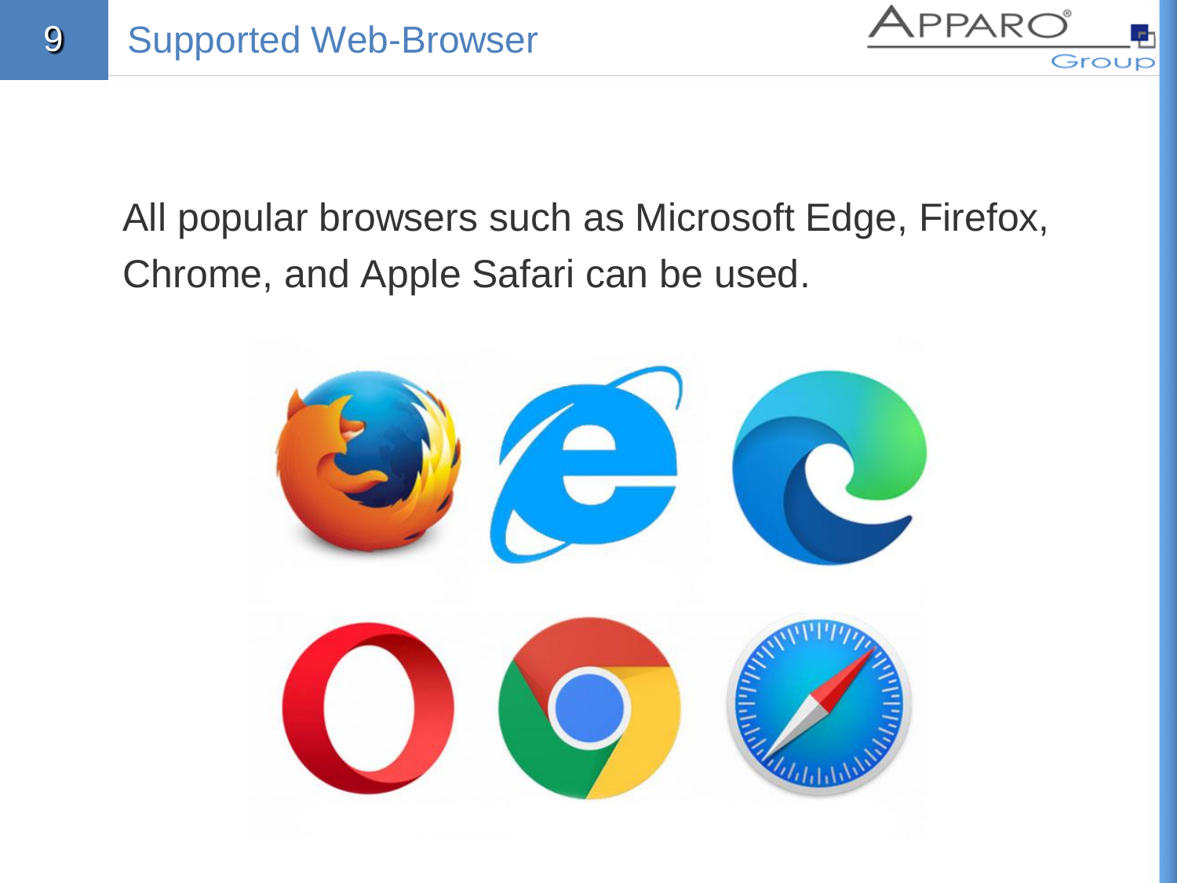# Supported Web-Browser

All popular browsers such as Microsoft Edge, Firefox, Chrome, and Apple Safari can be used.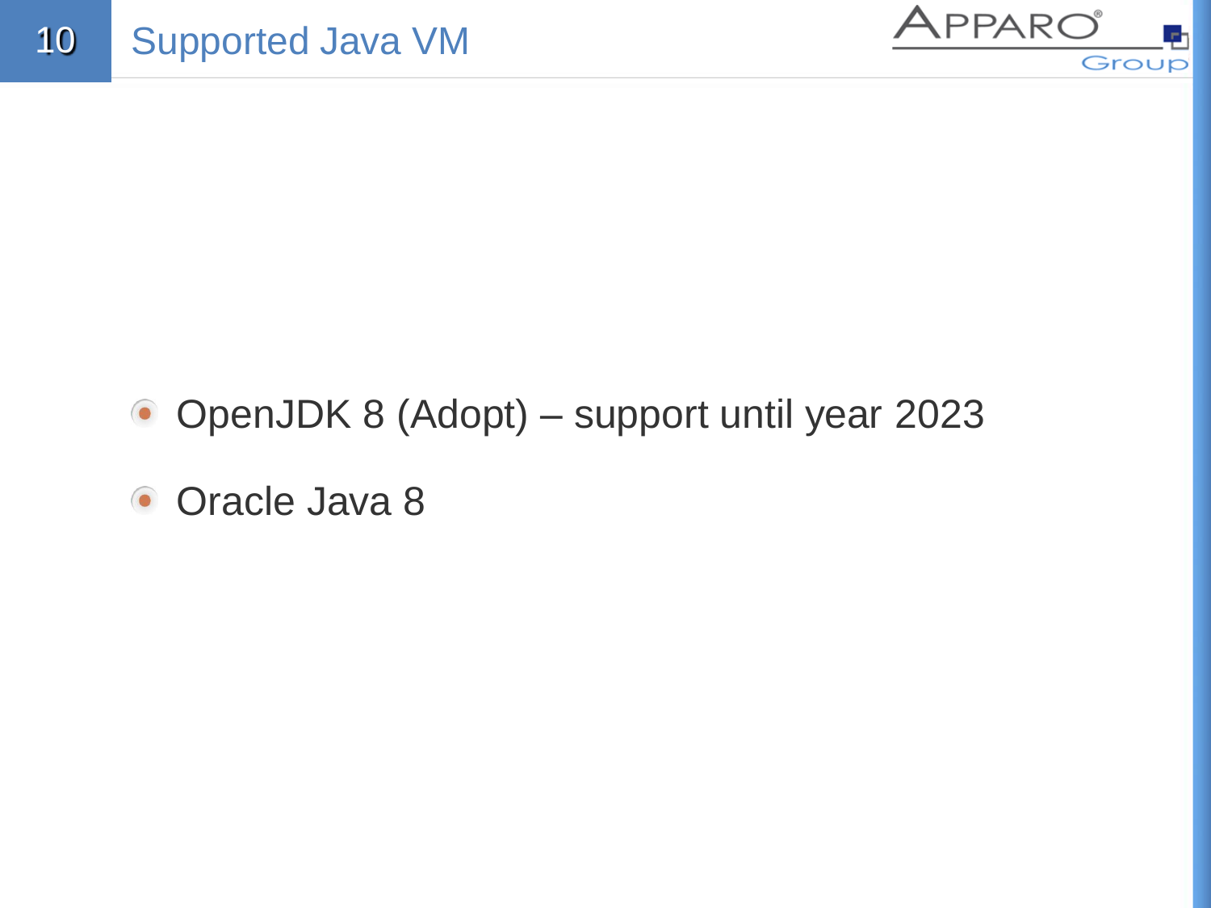# Supported Java VM

- OpenJDK 8 (Adopt) – support until year 2023
- Oracle Java 8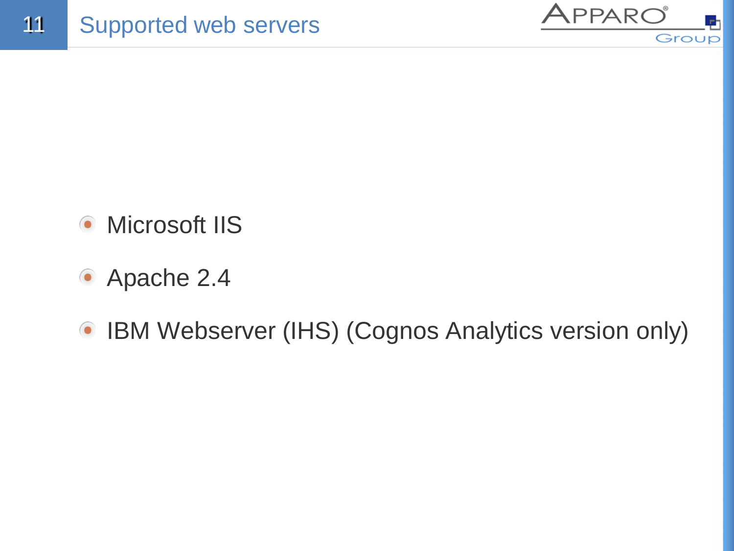# Supported web servers

- Microsoft IIS
- Apache 2.4
- IBM Webserver (IHS) (Cognos Analytics version only)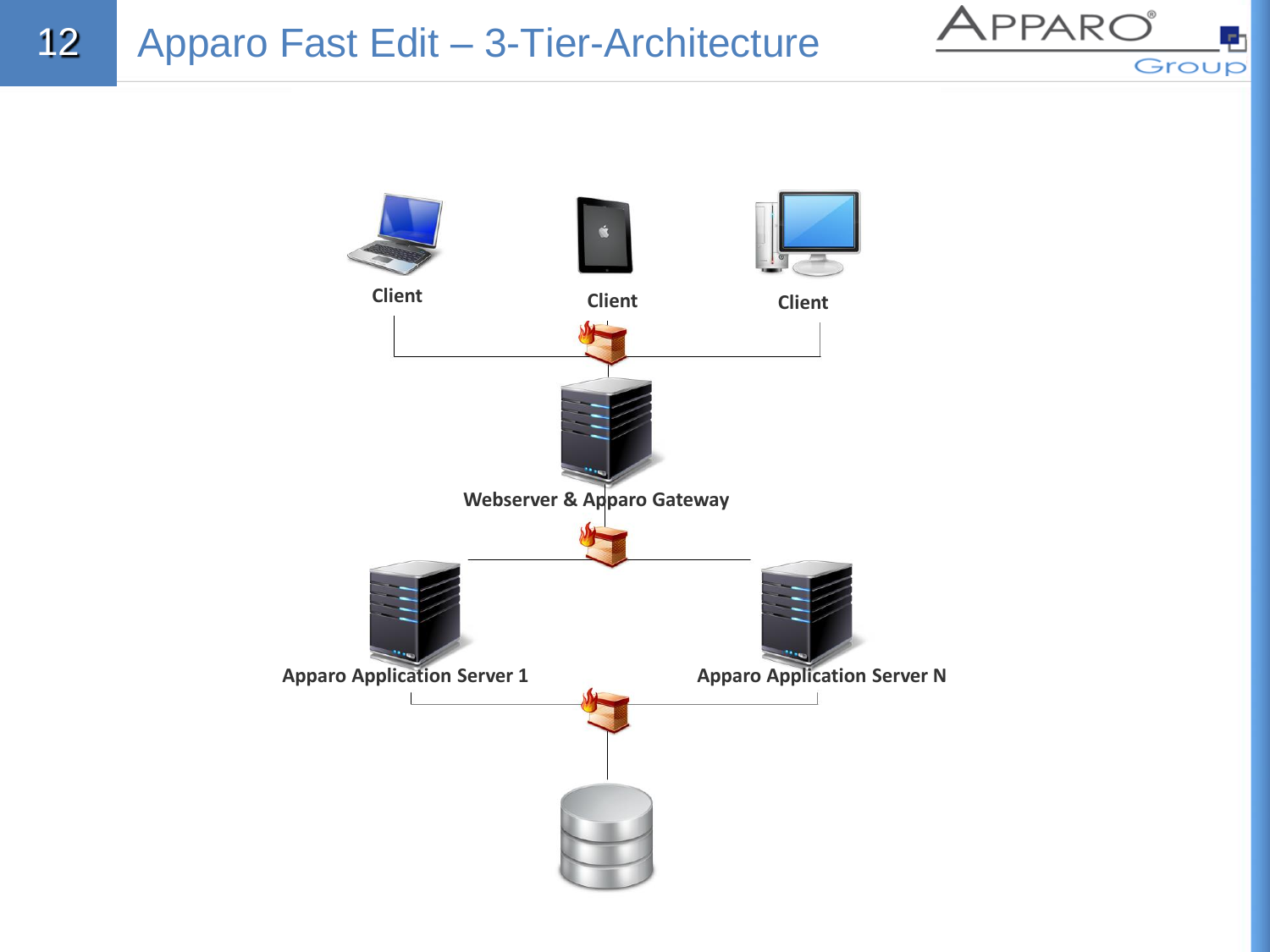# Apparo Fast Edit – 3-Tier-Architecture

Client

Client

Client

Webserver & Apparo Gateway

Apparo Application Server 1

Apparo Application Server N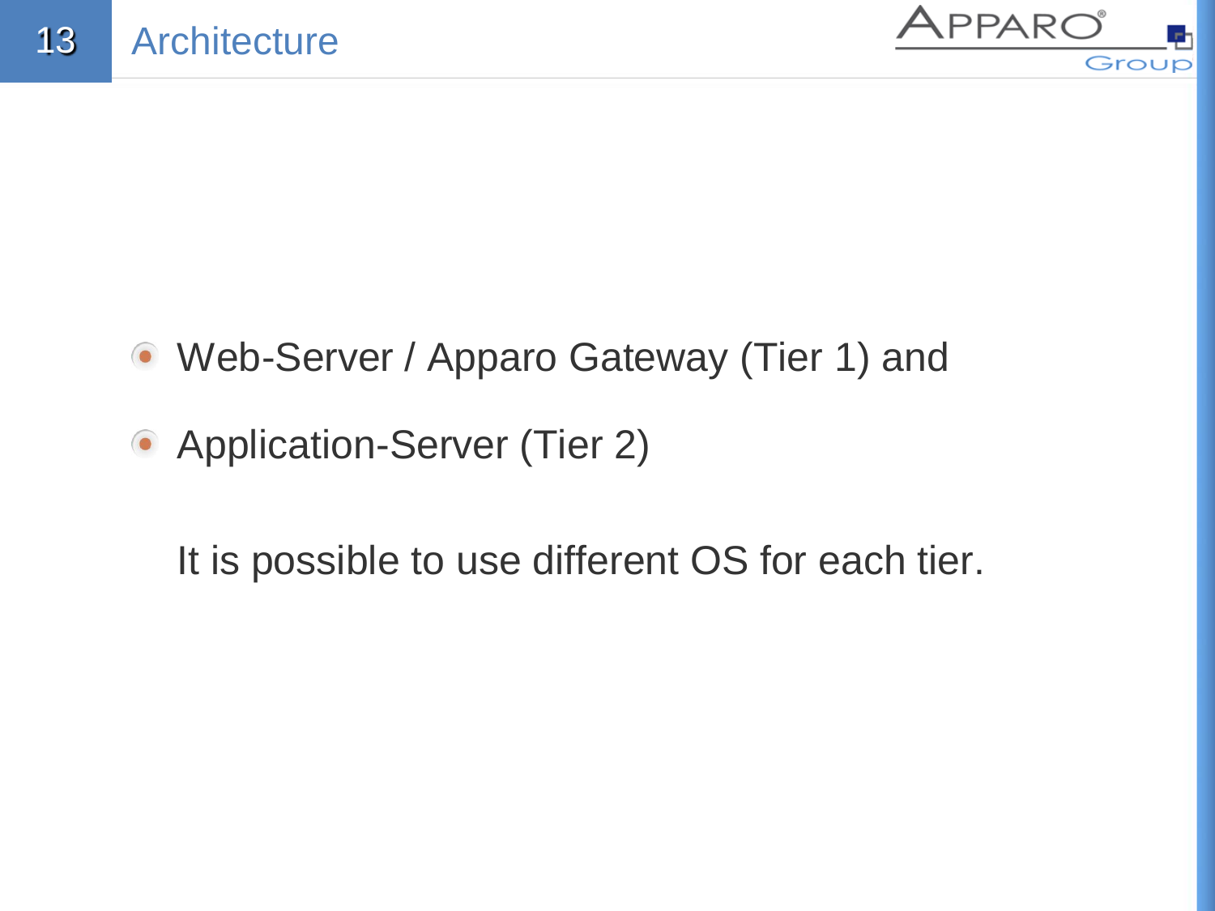# Architecture

- Web-Server / Apparo Gateway (Tier 1) and
- Application-Server (Tier 2)

It is possible to use different OS for each tier.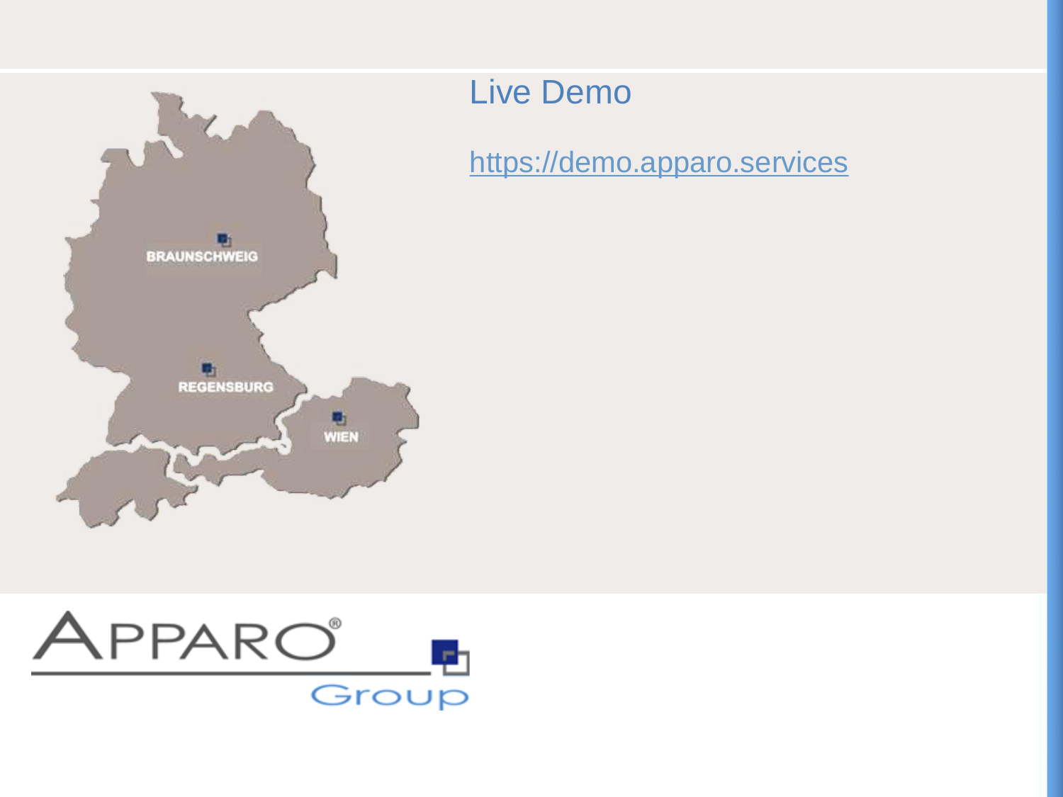# Live Demo

https://demo.apparo.services

BRAUNSCHWEIG

REGENSBURG

WIEN

APPARO®

Group